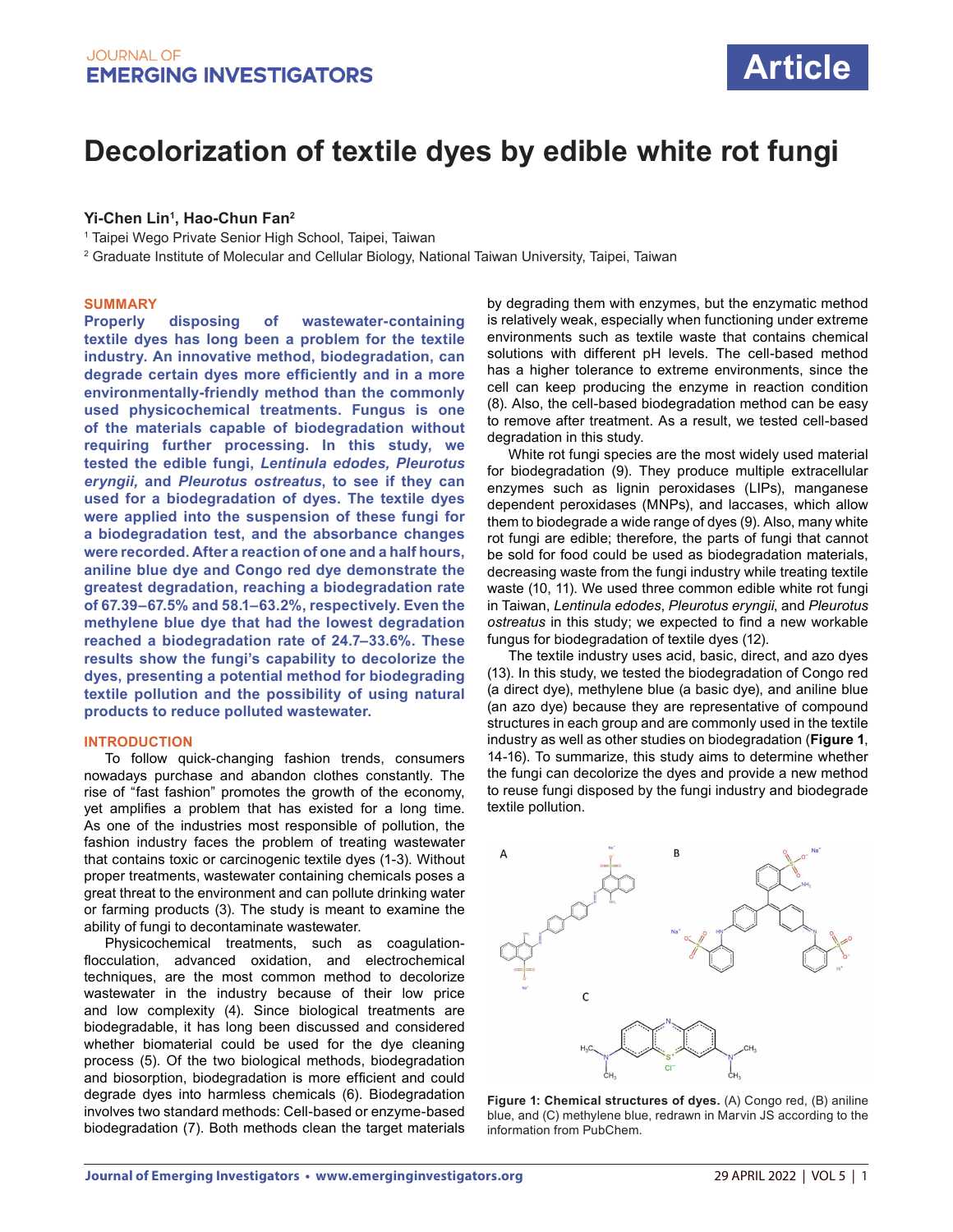# Decolorization of textile dyes by edible white rot fungi

**Yi-Chen Lin[1], Hao-Chun Fan[2]**

[1] Taipei Wego Private Senior High School, Taipei, Taiwan

[2] Graduate Institute of Molecular and Cellular Biology, National Taiwan University, Taipei, Taiwan

## SUMMARY

**Properly disposing of wastewater-containing textile dyes has long been a problem for the textile industry. An innovative method, biodegradation, can degrade certain dyes more efficiently and in a more environmentally-friendly method than the commonly used physicochemical treatments. Fungus is one of the materials capable of biodegradation without requiring further processing. In this study, we tested the edible fungi, *Lentinula edodes, Pleurotus eryngii,* and *Pleurotus ostreatus*, to see if they can used for a biodegradation of dyes. The textile dyes were applied into the suspension of these fungi for a biodegradation test, and the absorbance changes were recorded. After a reaction of one and a half hours, aniline blue dye and Congo red dye demonstrate the greatest degradation, reaching a biodegradation rate of 67.39–67.5% and 58.1–63.2%, respectively. Even the methylene blue dye that had the lowest degradation reached a biodegradation rate of 24.7–33.6%. These results show the fungi's capability to decolorize the dyes, presenting a potential method for biodegrading textile pollution and the possibility of using natural products to reduce polluted wastewater.**

## INTRODUCTION

To follow quick-changing fashion trends, consumers nowadays purchase and abandon clothes constantly. The rise of "fast fashion" promotes the growth of the economy, yet amplifies a problem that has existed for a long time. As one of the industries most responsible for pollution, the fashion industry faces the problem of treating wastewater that contains toxic or carcinogenic textile dyes (1-3). Without proper treatments, wastewater containing chemicals poses a great threat to the environment and can pollute drinking water or farming products (3). The study is meant to examine the ability of fungi to decontaminate wastewater.

Physicochemical treatments, such as coagulation-flocculation, advanced oxidation, and electrochemical techniques, are the most common method to decolorize wastewater in the industry because of their low price and low complexity (4). Since biological treatments are biodegradable, it has long been discussed and considered whether biomaterial could be used for the dye cleaning process (5). Of the two biological methods, biodegradation and biosorption, biodegradation is more efficient and could degrade dyes into harmless chemicals (6). Biodegradation involves two standard methods: Cell-based or enzyme-based biodegradation (7). Both methods clean the target materials by degrading them with enzymes, but the enzymatic method is relatively weak, especially when functioning under extreme environments such as textile waste that contains chemical solutions with different pH levels. The cell-based method has a higher tolerance to extreme environments, since the cell can keep producing the enzyme in reaction condition (8). Also, the cell-based biodegradation method can be easy to remove after treatment. As a result, we tested cell-based degradation in this study.

White rot fungi species are the most widely used material for biodegradation (9). They produce multiple extracellular enzymes such as lignin peroxidases (LIPs), manganese dependent peroxidases (MNPs), and laccases, which allow them to biodegrade a wide range of dyes (9). Also, many white rot fungi are edible; therefore, the parts of fungi that cannot be sold for food could be used as biodegradation materials, decreasing waste from the fungi industry while treating textile waste (10, 11). We used three common edible white rot fungi in Taiwan, *Lentinula edodes*, *Pleurotus eryngii*, and *Pleurotus ostreatus* in this study; we expected to find a new workable fungus for biodegradation of textile dyes (12).

The textile industry uses acid, basic, direct, and azo dyes (13). In this study, we tested the biodegradation of Congo red (a direct dye), methylene blue (a basic dye), and aniline blue (an azo dye) because they are representative of compound structures in each group and are commonly used in the textile industry as well as other studies on biodegradation (**Figure 1**, 14-16). To summarize, this study aims to determine whether the fungi can decolorize the dyes and provide a new method to reuse fungi disposed by the fungi industry and biodegrade textile pollution.

**Figure 1: Chemical structures of dyes.** (A) Congo red, (B) aniline blue, and (C) methylene blue, redrawn in Marvin JS according to the information from PubChem.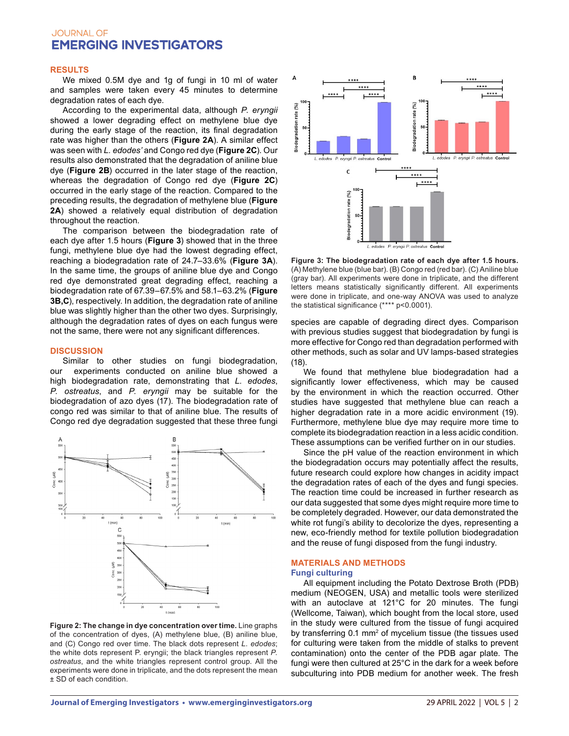## RESULTS

We mixed 0.5M dye and 1g of fungi in 10 ml of water and samples were taken every 45 minutes to determine degradation rates of each dye.

According to the experimental data, although *P. eryngii* showed a lower degrading effect on methylene blue dye during the early stage of the reaction, its final degradation rate was higher than the others (**Figure 2A**). A similar effect was seen with *L. edodes'* and Congo red dye (**Figure 2C**). Our results also demonstrated that the degradation of aniline blue dye (**Figure 2B**) occurred in the later stage of the reaction, whereas the degradation of Congo red dye (**Figure 2C**) occurred in the early stage of the reaction. Compared to the preceding results, the degradation of methylene blue (**Figure 2A**) showed a relatively equal distribution of degradation throughout the reaction.

The comparison between the biodegradation rate of each dye after 1.5 hours (**Figure 3**) showed that in the three fungi, methylene blue dye had the lowest degrading effect, reaching a biodegradation rate of 24.7–33.6% (**Figure 3A**). In the same time, the groups of aniline blue dye and Congo red dye demonstrated great degrading effect, reaching a biodegradation rate of 67.39–67.5% and 58.1–63.2% (**Figure 3B,C**), respectively. In addition, the degradation rate of aniline blue was slightly higher than the other two dyes. Surprisingly, although the degradation rates of dyes on each fungus were not the same, there were not any significant differences.

## DISCUSSION

Similar to other studies on fungi biodegradation, our experiments conducted on aniline blue showed a high biodegradation rate, demonstrating that *L. edodes*, *P. ostreatus*, and *P. eryngii* may be suitable for the biodegradation of azo dyes (17). The biodegradation rate of congo red was similar to that of aniline blue. The results of Congo red dye degradation suggested that these three fungi species are capable of degrading direct dyes. Comparison with previous studies suggest that biodegradation by fungi is more effective for Congo red than degradation performed with other methods, such as solar and UV lamps-based strategies (18).

**Figure 2: The change in dye concentration over time.** Line graphs of the concentration of dyes, (A) methylene blue, (B) aniline blue, and (C) Congo red over time. The black dots represent *L. edodes*; the white dots represent P. eryngii; the black triangles represent *P. ostreatus*, and the white triangles represent control group. All the experiments were done in triplicate, and the dots represent the mean ± SD of each condition.

**Figure 3: The biodegradation rate of each dye after 1.5 hours.** (A) Methylene blue (blue bar). (B) Congo red (red bar). (C) Aniline blue (gray bar). All experiments were done in triplicate, and the different letters means statistically significantly different. All experiments were done in triplicate, and one-way ANOVA was used to analyze the statistical significance (**** $p<0.0001$).

We found that methylene blue biodegradation had a significantly lower effectiveness, which may be caused by the environment in which the reaction occurred. Other studies have suggested that methylene blue can reach a higher degradation rate in a more acidic environment (19). Furthermore, methylene blue dye may require more time to complete its biodegradation reaction in a less acidic condition. These assumptions can be verified further on in our studies.

Since the pH value of the reaction environment in which the biodegradation occurs may potentially affect the results, future research could explore how changes in acidity impact the degradation rates of each of the dyes and fungi species. The reaction time could be increased in further research as our data suggested that some dyes might require more time to be completely degraded. However, our data demonstrated the white rot fungi's ability to decolorize the dyes, representing a new, eco-friendly method for textile pollution biodegradation and the reuse of fungi disposed from the fungi industry.

## MATERIALS AND METHODS

### Fungi culturing

All equipment including the Potato Dextrose Broth (PDB) medium (NEOGEN, USA) and metallic tools were sterilized with an autoclave at 121°C for 20 minutes. The fungi (Wellcome, Taiwan), which bought from the local store, used in the study were cultured from the tissue of fungi acquired by transferring 0.1 $mm^2$ of mycelium tissue (the tissues used for culturing were taken from the middle of stalks to prevent contamination) onto the center of the PDB agar plate. The fungi were then cultured at 25°C in the dark for a week before subculturing into PDB medium for another week. The fresh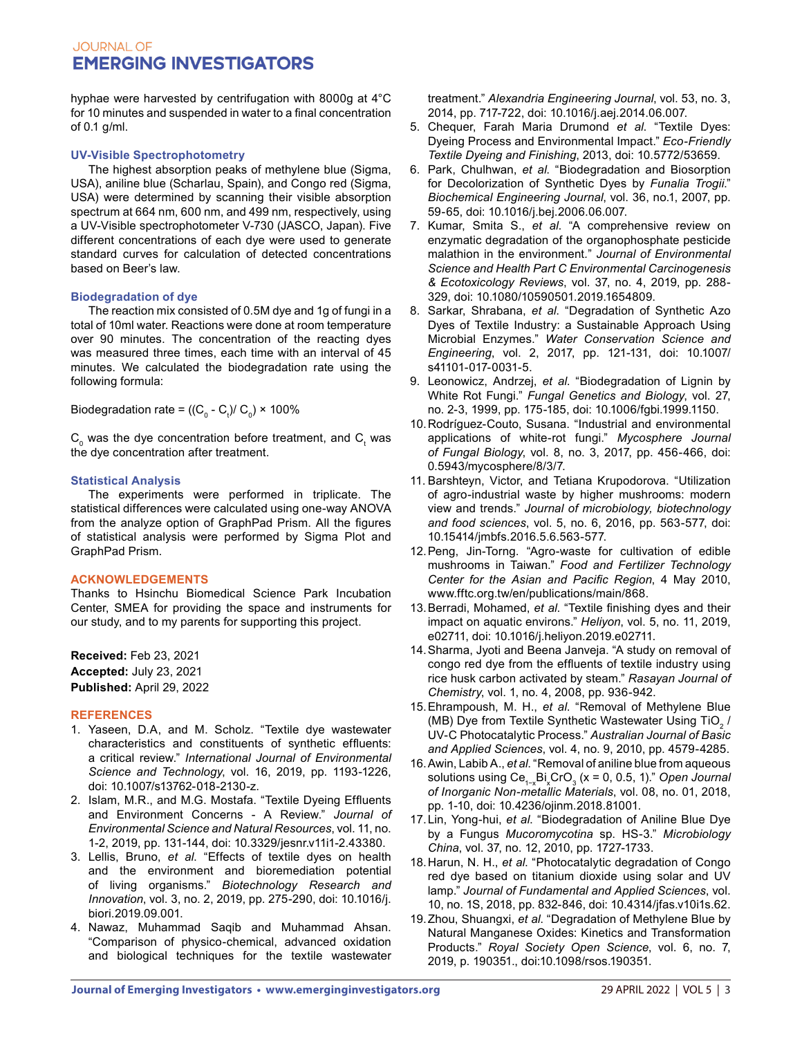hyphae were harvested by centrifugation with 8000g at 4°C for 10 minutes and suspended in water to a final concentration of 0.1 g/ml.

### UV-Visible Spectrophotometry

The highest absorption peaks of methylene blue (Sigma, USA), aniline blue (Scharlau, Spain), and Congo red (Sigma, USA) were determined by scanning their visible absorption spectrum at 664 nm, 600 nm, and 499 nm, respectively, using a UV-Visible spectrophotometer V-730 (JASCO, Japan). Five different concentrations of each dye were used to generate standard curves for calculation of detected concentrations based on Beer's law.

### Biodegradation of dye

The reaction mix consisted of 0.5M dye and 1g of fungi in a total of 10ml water. Reactions were done at room temperature over 90 minutes. The concentration of the reacting dyes was measured three times, each time with an interval of 45 minutes. We calculated the biodegradation rate using the following formula:

$$\text{Biodegradation rate} = ((C_0 - C_t)/ C_0) \times 100\%$$

$C_0$ was the dye concentration before treatment, and $C_t$ was the dye concentration after treatment.

### Statistical Analysis

The experiments were performed in triplicate. The statistical differences were calculated using one-way ANOVA from the analyze option of GraphPad Prism. All the figures of statistical analysis were performed by Sigma Plot and GraphPad Prism.

## ACKNOWLEDGEMENTS

Thanks to Hsinchu Biomedical Science Park Incubation Center, SMEA for providing the space and instruments for our study, and to my parents for supporting this project.

**Received:** Feb 23, 2021
**Accepted:** July 23, 2021
**Published:** April 29, 2022

## REFERENCES

1. Yaseen, D.A, and M. Scholz. "Textile dye wastewater characteristics and constituents of synthetic effluents: a critical review." *International Journal of Environmental Science and Technology*, vol. 16, 2019, pp. 1193-1226, doi: 10.1007/s13762-018-2130-z.
2. Islam, M.R., and M.G. Mostafa. "Textile Dyeing Effluents and Environment Concerns - A Review." *Journal of Environmental Science and Natural Resources*, vol. 11, no. 1-2, 2019, pp. 131-144, doi: 10.3329/jesnr.v11i1-2.43380.
3. Lellis, Bruno, *et al.* "Effects of textile dyes on health and the environment and bioremediation potential of living organisms." *Biotechnology Research and Innovation*, vol. 3, no. 2, 2019, pp. 275-290, doi: 10.1016/j.biori.2019.09.001.
4. Nawaz, Muhammad Saqib and Muhammad Ahsan. "Comparison of physico-chemical, advanced oxidation and biological techniques for the textile wastewater treatment." *Alexandria Engineering Journal*, vol. 53, no. 3, 2014, pp. 717-722, doi: 10.1016/j.aej.2014.06.007.
5. Chequer, Farah Maria Drumond *et al.* "Textile Dyes: Dyeing Process and Environmental Impact." *Eco-Friendly Textile Dyeing and Finishing*, 2013, doi: 10.5772/53659.
6. Park, Chulhwan, *et al.* "Biodegradation and Biosorption for Decolorization of Synthetic Dyes by *Funalia Trogii*." *Biochemical Engineering Journal*, vol. 36, no.1, 2007, pp. 59-65, doi: 10.1016/j.bej.2006.06.007.
7. Kumar, Smita S., *et al.* "A comprehensive review on enzymatic degradation of the organophosphate pesticide malathion in the environment." *Journal of Environmental Science and Health Part C Environmental Carcinogenesis & Ecotoxicology Reviews*, vol. 37, no. 4, 2019, pp. 288-329, doi: 10.1080/10590501.2019.1654809.
8. Sarkar, Shrabana, *et al.* "Degradation of Synthetic Azo Dyes of Textile Industry: a Sustainable Approach Using Microbial Enzymes." *Water Conservation Science and Engineering*, vol. 2, 2017, pp. 121-131, doi: 10.1007/s41101-017-0031-5.
9. Leonowicz, Andrzej, *et al.* "Biodegradation of Lignin by White Rot Fungi." *Fungal Genetics and Biology*, vol. 27, no. 2-3, 1999, pp. 175-185, doi: 10.1006/fgbi.1999.1150.
10. Rodríguez-Couto, Susana. "Industrial and environmental applications of white-rot fungi." *Mycosphere Journal of Fungal Biology*, vol. 8, no. 3, 2017, pp. 456-466, doi: 0.5943/mycosphere/8/3/7.
11. Barshteyn, Victor, and Tetiana Krupodorova. "Utilization of agro-industrial waste by higher mushrooms: modern view and trends." *Journal of microbiology, biotechnology and food sciences*, vol. 5, no. 6, 2016, pp. 563-577, doi: 10.15414/jmbfs.2016.5.6.563-577.
12. Peng, Jin-Torng. "Agro-waste for cultivation of edible mushrooms in Taiwan." *Food and Fertilizer Technology Center for the Asian and Pacific Region*, 4 May 2010, www.fftc.org.tw/en/publications/main/868.
13. Berradi, Mohamed, *et al.* "Textile finishing dyes and their impact on aquatic environs." *Heliyon*, vol. 5, no. 11, 2019, e02711, doi: 10.1016/j.heliyon.2019.e02711.
14. Sharma, Jyoti and Beena Janveja. "A study on removal of congo red dye from the effluents of textile industry using rice husk carbon activated by steam." *Rasayan Journal of Chemistry*, vol. 1, no. 4, 2008, pp. 936-942.
15. Ehrampoush, M. H., *et al.* "Removal of Methylene Blue (MB) Dye from Textile Synthetic Wastewater Using $TiO_2$ / UV-C Photocatalytic Process." *Australian Journal of Basic and Applied Sciences*, vol. 4, no. 9, 2010, pp. 4579-4285.
16. Awin, Labib A., *et al.* "Removal of aniline blue from aqueous solutions using $Ce_{1-x}Bi_xCrO_3$ (x = 0, 0.5, 1)." *Open Journal of Inorganic Non-metallic Materials*, vol. 08, no. 01, 2018, pp. 1-10, doi: 10.4236/ojinm.2018.81001.
17. Lin, Yong-liu, *et al.* "Biodegradation of Aniline Blue Dye by a Fungus *Mucoromycotina* sp. HS-3." *Microbiology China*, vol. 37, no. 12, 2010, pp. 1727-1733.
18. Harun, N. H., *et al.* "Photocatalytic degradation of Congo red dye based on titanium dioxide using solar and UV lamp." *Journal of Fundamental and Applied Sciences*, vol. 10, no. 1S, 2018, pp. 832-846, doi: 10.4314/jfas.v10i1s.62.
19. Zhou, Shuangxi, *et al.* "Degradation of Methylene Blue by Natural Manganese Oxides: Kinetics and Transformation Products." *Royal Society Open Science*, vol. 6, no. 7, 2019, p. 190351., doi:10.1098/rsos.190351.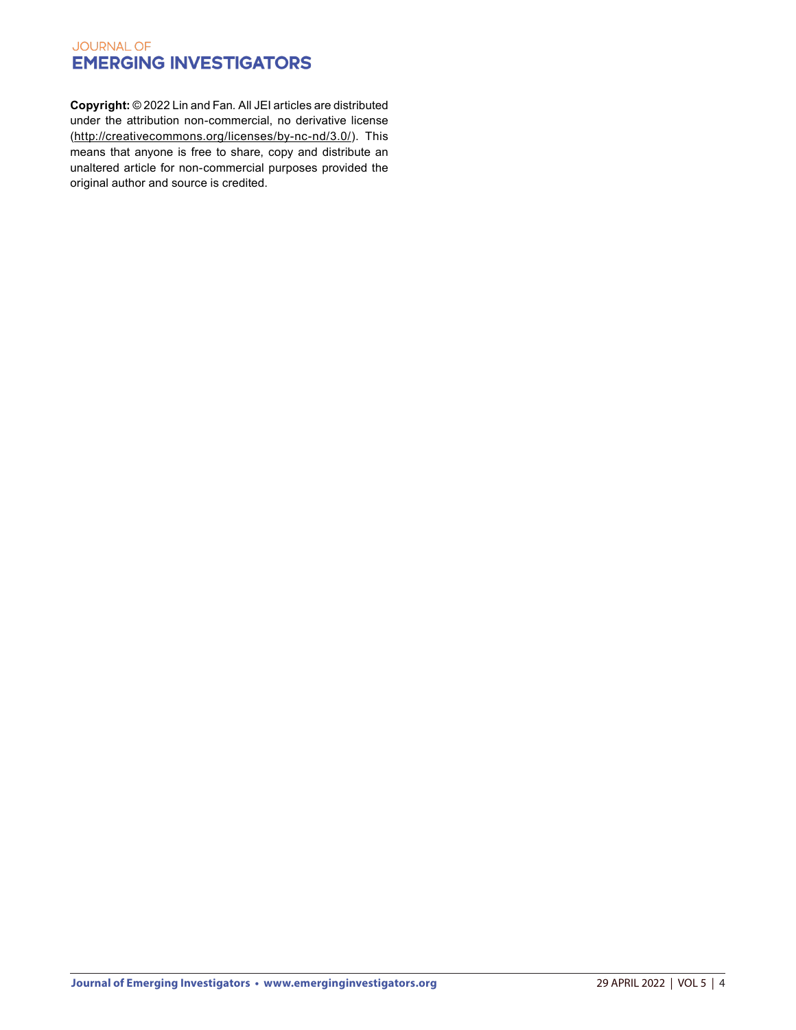**Copyright:** © 2022 Lin and Fan. All JEI articles are distributed under the attribution non-commercial, no derivative license (http://creativecommons.org/licenses/by-nc-nd/3.0/). This means that anyone is free to share, copy and distribute an unaltered article for non-commercial purposes provided the original author and source is credited.